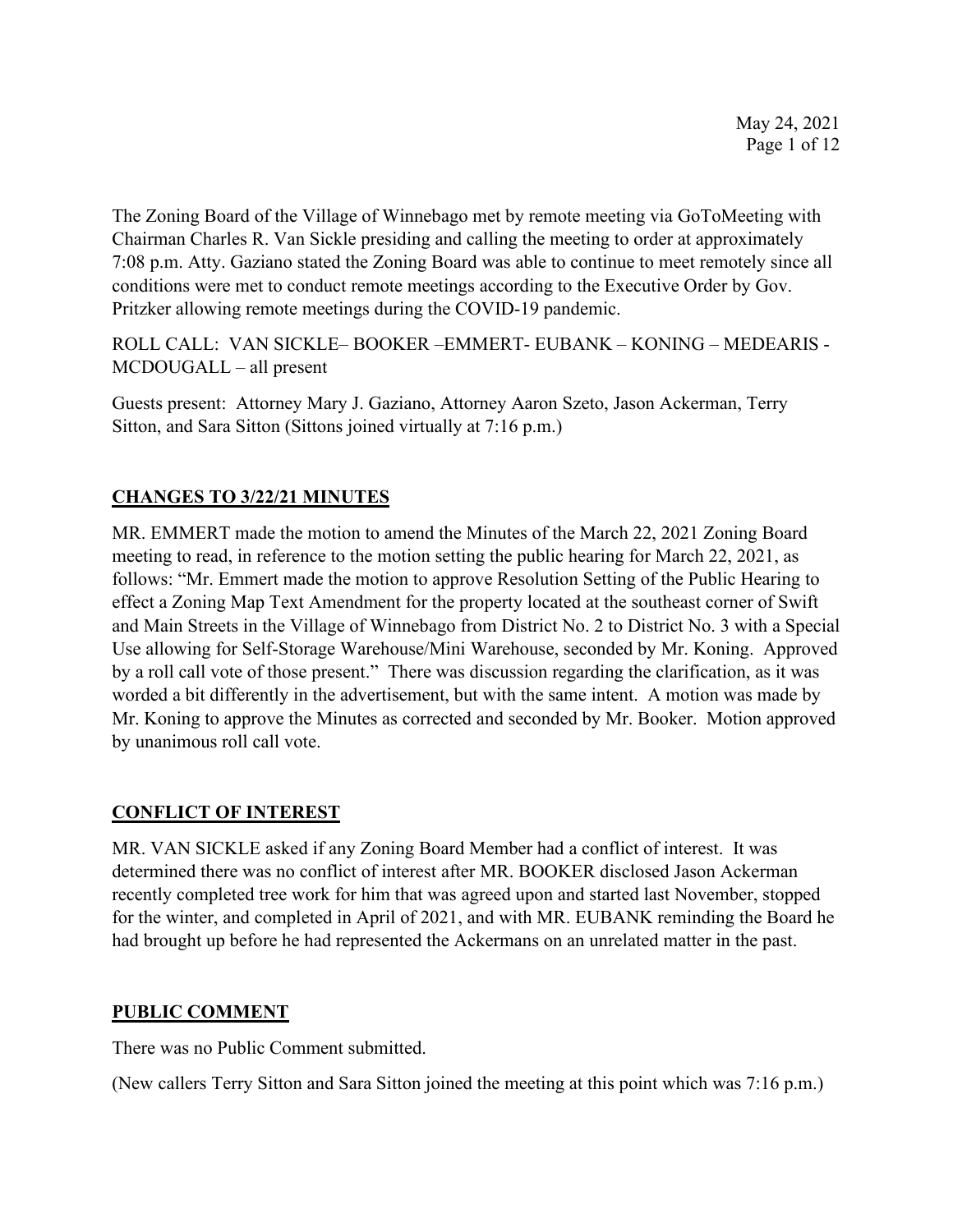The Zoning Board of the Village of Winnebago met by remote meeting via GoToMeeting with Chairman Charles R. Van Sickle presiding and calling the meeting to order at approximately 7:08 p.m. Atty. Gaziano stated the Zoning Board was able to continue to meet remotely since all conditions were met to conduct remote meetings according to the Executive Order by Gov. Pritzker allowing remote meetings during the COVID-19 pandemic.

ROLL CALL: VAN SICKLE– BOOKER –EMMERT- EUBANK – KONING – MEDEARIS - MCDOUGALL – all present

Guests present: Attorney Mary J. Gaziano, Attorney Aaron Szeto, Jason Ackerman, Terry Sitton, and Sara Sitton (Sittons joined virtually at 7:16 p.m.)

## CHANGES TO 3/22/21 MINUTES

MR. EMMERT made the motion to amend the Minutes of the March 22, 2021 Zoning Board meeting to read, in reference to the motion setting the public hearing for March 22, 2021, as follows: "Mr. Emmert made the motion to approve Resolution Setting of the Public Hearing to effect a Zoning Map Text Amendment for the property located at the southeast corner of Swift and Main Streets in the Village of Winnebago from District No. 2 to District No. 3 with a Special Use allowing for Self-Storage Warehouse/Mini Warehouse, seconded by Mr. Koning. Approved by a roll call vote of those present." There was discussion regarding the clarification, as it was worded a bit differently in the advertisement, but with the same intent. A motion was made by Mr. Koning to approve the Minutes as corrected and seconded by Mr. Booker. Motion approved by unanimous roll call vote.

## CONFLICT OF INTEREST

MR. VAN SICKLE asked if any Zoning Board Member had a conflict of interest. It was determined there was no conflict of interest after MR. BOOKER disclosed Jason Ackerman recently completed tree work for him that was agreed upon and started last November, stopped for the winter, and completed in April of 2021, and with MR. EUBANK reminding the Board he had brought up before he had represented the Ackermans on an unrelated matter in the past.

## PUBLIC COMMENT

There was no Public Comment submitted.

(New callers Terry Sitton and Sara Sitton joined the meeting at this point which was 7:16 p.m.)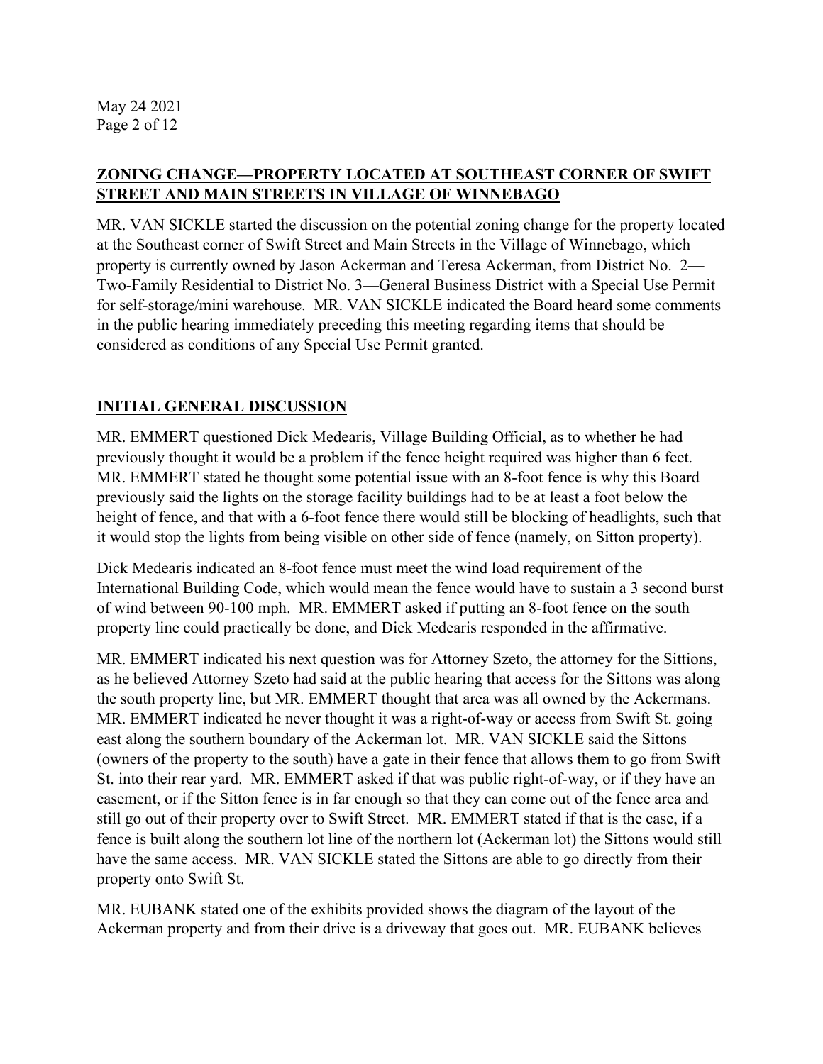**ZONING CHANGE—PROPERTY LOCATED AT SOUTHEAST CORNER OF SWIFT STREET AND MAIN STREETS IN VILLAGE OF WINNEBAGO**

MR. VAN SICKLE started the discussion on the potential zoning change for the property located at the Southeast corner of Swift Street and Main Streets in the Village of Winnebago, which property is currently owned by Jason Ackerman and Teresa Ackerman, from District No. 2—Two-Family Residential to District No. 3—General Business District with a Special Use Permit for self-storage/mini warehouse. MR. VAN SICKLE indicated the Board heard some comments in the public hearing immediately preceding this meeting regarding items that should be considered as conditions of any Special Use Permit granted.

**INITIAL GENERAL DISCUSSION**

MR. EMMERT questioned Dick Medearis, Village Building Official, as to whether he had previously thought it would be a problem if the fence height required was higher than 6 feet. MR. EMMERT stated he thought some potential issue with an 8-foot fence is why this Board previously said the lights on the storage facility buildings had to be at least a foot below the height of fence, and that with a 6-foot fence there would still be blocking of headlights, such that it would stop the lights from being visible on other side of fence (namely, on Sitton property).

Dick Medearis indicated an 8-foot fence must meet the wind load requirement of the International Building Code, which would mean the fence would have to sustain a 3 second burst of wind between 90-100 mph. MR. EMMERT asked if putting an 8-foot fence on the south property line could practically be done, and Dick Medearis responded in the affirmative.

MR. EMMERT indicated his next question was for Attorney Szeto, the attorney for the Sittons, as he believed Attorney Szeto had said at the public hearing that access for the Sittons was along the south property line, but MR. EMMERT thought that area was all owned by the Ackermans. MR. EMMERT indicated he never thought it was a right-of-way or access from Swift St. going east along the southern boundary of the Ackerman lot. MR. VAN SICKLE said the Sittons (owners of the property to the south) have a gate in their fence that allows them to go from Swift St. into their rear yard. MR. EMMERT asked if that was public right-of-way, or if they have an easement, or if the Sitton fence is in far enough so that they can come out of the fence area and still go out of their property over to Swift Street. MR. EMMERT stated if that is the case, if a fence is built along the southern lot line of the northern lot (Ackerman lot) the Sittons would still have the same access. MR. VAN SICKLE stated the Sittons are able to go directly from their property onto Swift St.

MR. EUBANK stated one of the exhibits provided shows the diagram of the layout of the Ackerman property and from their drive is a driveway that goes out. MR. EUBANK believes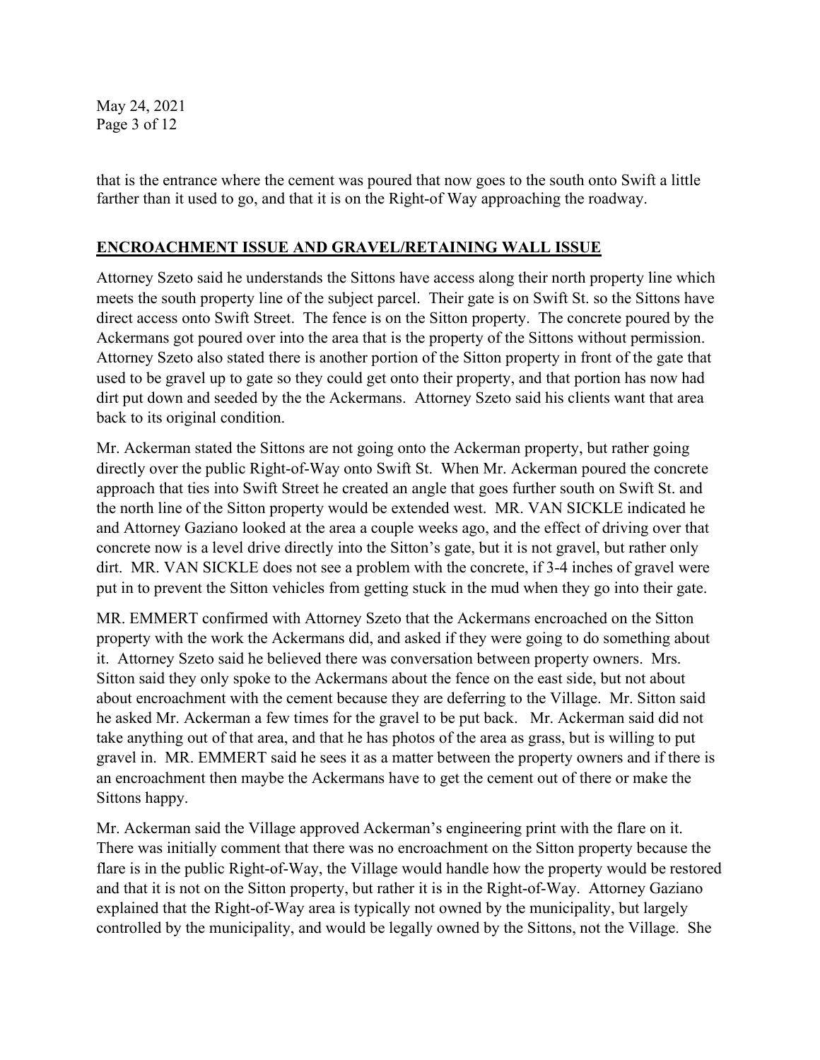that is the entrance where the cement was poured that now goes to the south onto Swift a little farther than it used to go, and that it is on the Right-of Way approaching the roadway.

## **ENCROACHMENT ISSUE AND GRAVEL/RETAINING WALL ISSUE**

Attorney Szeto said he understands the Sittons have access along their north property line which meets the south property line of the subject parcel. Their gate is on Swift St. so the Sittons have direct access onto Swift Street. The fence is on the Sitton property. The concrete poured by the Ackermans got poured over into the area that is the property of the Sittons without permission. Attorney Szeto also stated there is another portion of the Sitton property in front of the gate that used to be gravel up to gate so they could get onto their property, and that portion has now had dirt put down and seeded by the the Ackermans. Attorney Szeto said his clients want that area back to its original condition.

Mr. Ackerman stated the Sittons are not going onto the Ackerman property, but rather going directly over the public Right-of-Way onto Swift St. When Mr. Ackerman poured the concrete approach that ties into Swift Street he created an angle that goes further south on Swift St. and the north line of the Sitton property would be extended west. MR. VAN SICKLE indicated he and Attorney Gaziano looked at the area a couple weeks ago, and the effect of driving over that concrete now is a level drive directly into the Sitton's gate, but it is not gravel, but rather only dirt. MR. VAN SICKLE does not see a problem with the concrete, if 3-4 inches of gravel were put in to prevent the Sitton vehicles from getting stuck in the mud when they go into their gate.

MR. EMMERT confirmed with Attorney Szeto that the Ackermans encroached on the Sitton property with the work the Ackermans did, and asked if they were going to do something about it. Attorney Szeto said he believed there was conversation between property owners. Mrs. Sitton said they only spoke to the Ackermans about the fence on the east side, but not about about encroachment with the cement because they are deferring to the Village. Mr. Sitton said he asked Mr. Ackerman a few times for the gravel to be put back. Mr. Ackerman said did not take anything out of that area, and that he has photos of the area as grass, but is willing to put gravel in. MR. EMMERT said he sees it as a matter between the property owners and if there is an encroachment then maybe the Ackermans have to get the cement out of there or make the Sittons happy.

Mr. Ackerman said the Village approved Ackerman's engineering print with the flare on it. There was initially comment that there was no encroachment on the Sitton property because the flare is in the public Right-of-Way, the Village would handle how the property would be restored and that it is not on the Sitton property, but rather it is in the Right-of-Way. Attorney Gaziano explained that the Right-of-Way area is typically not owned by the municipality, but largely controlled by the municipality, and would be legally owned by the Sittons, not the Village. She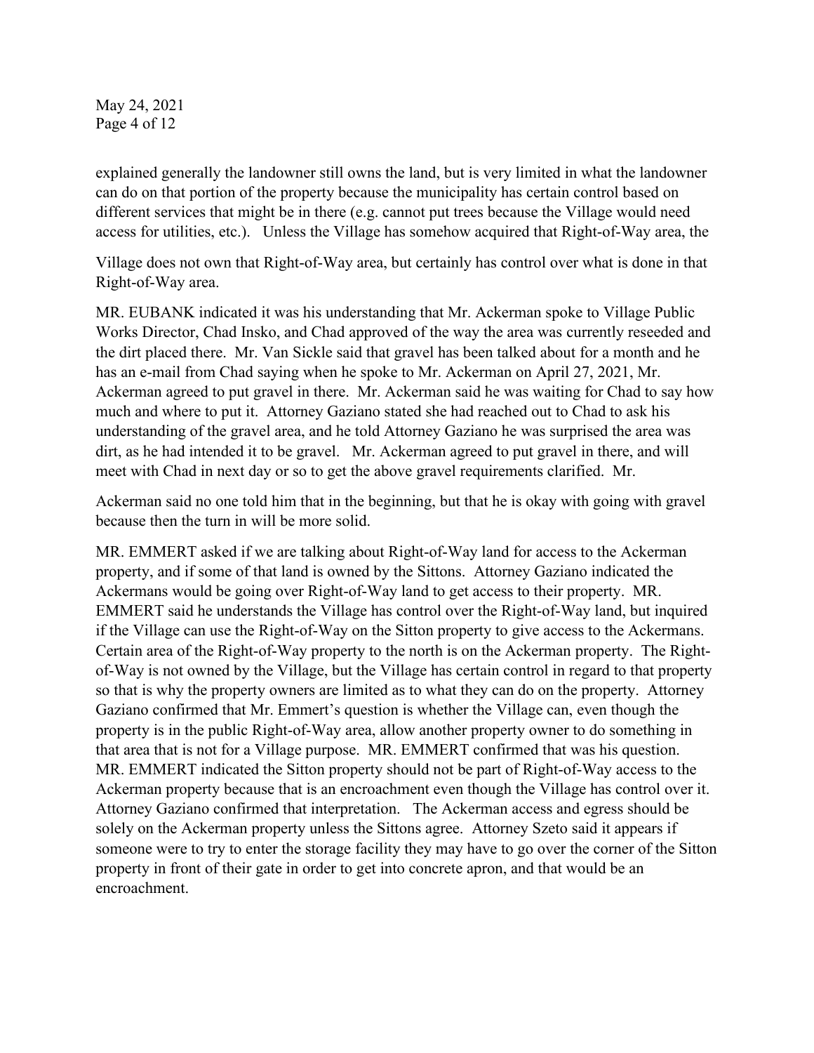explained generally the landowner still owns the land, but is very limited in what the landowner can do on that portion of the property because the municipality has certain control based on different services that might be in there (e.g. cannot put trees because the Village would need access for utilities, etc.). Unless the Village has somehow acquired that Right-of-Way area, the Village does not own that Right-of-Way area, but certainly has control over what is done in that Right-of-Way area.

MR. EUBANK indicated it was his understanding that Mr. Ackerman spoke to Village Public Works Director, Chad Insko, and Chad approved of the way the area was currently reseeded and the dirt placed there. Mr. Van Sickle said that gravel has been talked about for a month and he has an e-mail from Chad saying when he spoke to Mr. Ackerman on April 27, 2021, Mr. Ackerman agreed to put gravel in there. Mr. Ackerman said he was waiting for Chad to say how much and where to put it. Attorney Gaziano stated she had reached out to Chad to ask his understanding of the gravel area, and he told Attorney Gaziano he was surprised the area was dirt, as he had intended it to be gravel. Mr. Ackerman agreed to put gravel in there, and will meet with Chad in next day or so to get the above gravel requirements clarified. Mr. Ackerman said no one told him that in the beginning, but that he is okay with going with gravel because then the turn in will be more solid.

MR. EMMERT asked if we are talking about Right-of-Way land for access to the Ackerman property, and if some of that land is owned by the Sittons. Attorney Gaziano indicated the Ackermans would be going over Right-of-Way land to get access to their property. MR. EMMERT said he understands the Village has control over the Right-of-Way land, but inquired if the Village can use the Right-of-Way on the Sitton property to give access to the Ackermans. Certain area of the Right-of-Way property to the north is on the Ackerman property. The Right-of-Way is not owned by the Village, but the Village has certain control in regard to that property so that is why the property owners are limited as to what they can do on the property. Attorney Gaziano confirmed that Mr. Emmert's question is whether the Village can, even though the property is in the public Right-of-Way area, allow another property owner to do something in that area that is not for a Village purpose. MR. EMMERT confirmed that was his question. MR. EMMERT indicated the Sitton property should not be part of Right-of-Way access to the Ackerman property because that is an encroachment even though the Village has control over it. Attorney Gaziano confirmed that interpretation. The Ackerman access and egress should be solely on the Ackerman property unless the Sittons agree. Attorney Szeto said it appears if someone were to try to enter the storage facility they may have to go over the corner of the Sitton property in front of their gate in order to get into concrete apron, and that would be an encroachment.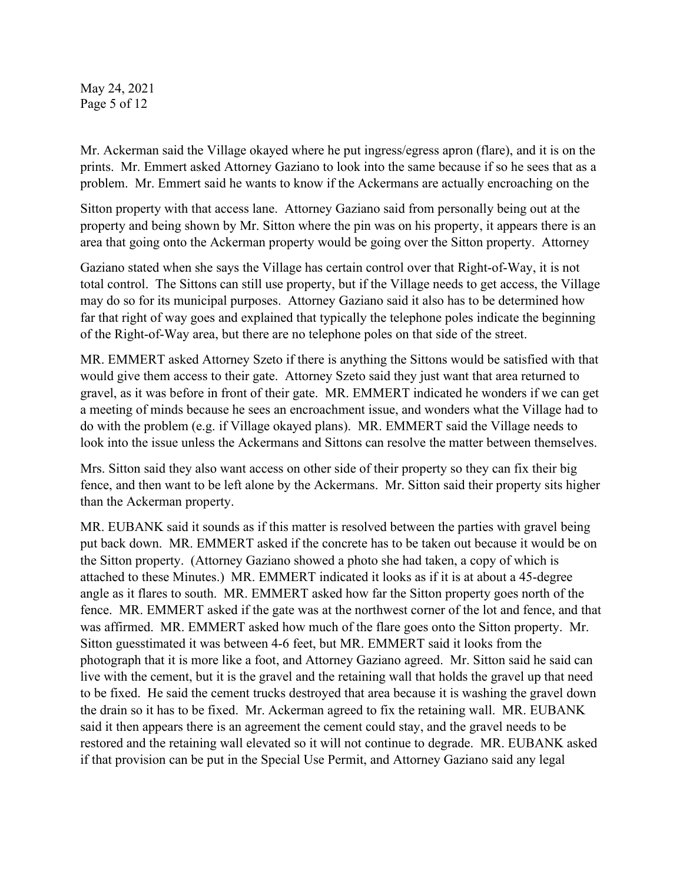Mr. Ackerman said the Village okayed where he put ingress/egress apron (flare), and it is on the prints. Mr. Emmert asked Attorney Gaziano to look into the same because if so he sees that as a problem. Mr. Emmert said he wants to know if the Ackermans are actually encroaching on the Sitton property with that access lane. Attorney Gaziano said from personally being out at the property and being shown by Mr. Sitton where the pin was on his property, it appears there is an area that going onto the Ackerman property would be going over the Sitton property. Attorney Gaziano stated when she says the Village has certain control over that Right-of-Way, it is not total control. The Sittons can still use property, but if the Village needs to get access, the Village may do so for its municipal purposes. Attorney Gaziano said it also has to be determined how far that right of way goes and explained that typically the telephone poles indicate the beginning of the Right-of-Way area, but there are no telephone poles on that side of the street.

MR. EMMERT asked Attorney Szeto if there is anything the Sittons would be satisfied with that would give them access to their gate. Attorney Szeto said they just want that area returned to gravel, as it was before in front of their gate. MR. EMMERT indicated he wonders if we can get a meeting of minds because he sees an encroachment issue, and wonders what the Village had to do with the problem (e.g. if Village okayed plans). MR. EMMERT said the Village needs to look into the issue unless the Ackermans and Sittons can resolve the matter between themselves.

Mrs. Sitton said they also want access on other side of their property so they can fix their big fence, and then want to be left alone by the Ackermans. Mr. Sitton said their property sits higher than the Ackerman property.

MR. EUBANK said it sounds as if this matter is resolved between the parties with gravel being put back down. MR. EMMERT asked if the concrete has to be taken out because it would be on the Sitton property. (Attorney Gaziano showed a photo she had taken, a copy of which is attached to these Minutes.) MR. EMMERT indicated it looks as if it is at about a 45-degree angle as it flares to south. MR. EMMERT asked how far the Sitton property goes north of the fence. MR. EMMERT asked if the gate was at the northwest corner of the lot and fence, and that was affirmed. MR. EMMERT asked how much of the flare goes onto the Sitton property. Mr. Sitton guesstimated it was between 4-6 feet, but MR. EMMERT said it looks from the photograph that it is more like a foot, and Attorney Gaziano agreed. Mr. Sitton said he said can live with the cement, but it is the gravel and the retaining wall that holds the gravel up that need to be fixed. He said the cement trucks destroyed that area because it is washing the gravel down the drain so it has to be fixed. Mr. Ackerman agreed to fix the retaining wall. MR. EUBANK said it then appears there is an agreement the cement could stay, and the gravel needs to be restored and the retaining wall elevated so it will not continue to degrade. MR. EUBANK asked if that provision can be put in the Special Use Permit, and Attorney Gaziano said any legal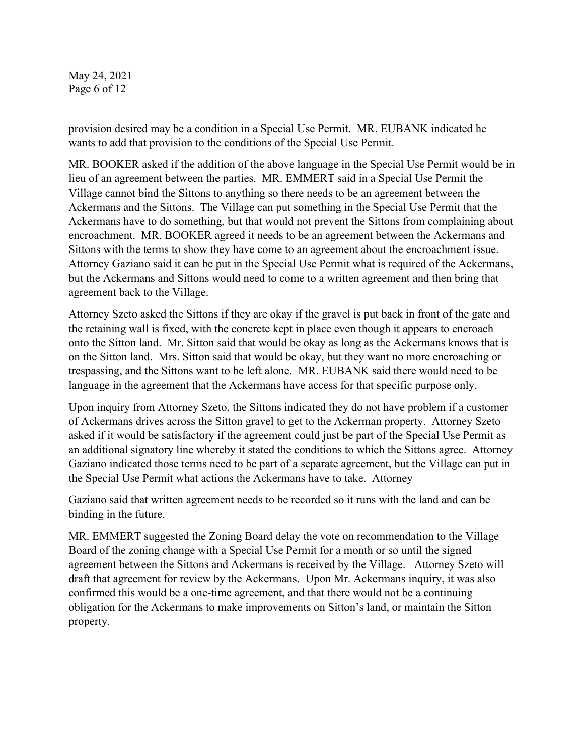provision desired may be a condition in a Special Use Permit. MR. EUBANK indicated he wants to add that provision to the conditions of the Special Use Permit.

MR. BOOKER asked if the addition of the above language in the Special Use Permit would be in lieu of an agreement between the parties. MR. EMMERT said in a Special Use Permit the Village cannot bind the Sittons to anything so there needs to be an agreement between the Ackermans and the Sittons. The Village can put something in the Special Use Permit that the Ackermans have to do something, but that would not prevent the Sittons from complaining about encroachment. MR. BOOKER agreed it needs to be an agreement between the Ackermans and Sittons with the terms to show they have come to an agreement about the encroachment issue. Attorney Gaziano said it can be put in the Special Use Permit what is required of the Ackermans, but the Ackermans and Sittons would need to come to a written agreement and then bring that agreement back to the Village.

Attorney Szeto asked the Sittons if they are okay if the gravel is put back in front of the gate and the retaining wall is fixed, with the concrete kept in place even though it appears to encroach onto the Sitton land. Mr. Sitton said that would be okay as long as the Ackermans knows that is on the Sitton land. Mrs. Sitton said that would be okay, but they want no more encroaching or trespassing, and the Sittons want to be left alone. MR. EUBANK said there would need to be language in the agreement that the Ackermans have access for that specific purpose only.

Upon inquiry from Attorney Szeto, the Sittons indicated they do not have problem if a customer of Ackermans drives across the Sitton gravel to get to the Ackerman property. Attorney Szeto asked if it would be satisfactory if the agreement could just be part of the Special Use Permit as an additional signatory line whereby it stated the conditions to which the Sittons agree. Attorney Gaziano indicated those terms need to be part of a separate agreement, but the Village can put in the Special Use Permit what actions the Ackermans have to take. Attorney Gaziano said that written agreement needs to be recorded so it runs with the land and can be binding in the future.

MR. EMMERT suggested the Zoning Board delay the vote on recommendation to the Village Board of the zoning change with a Special Use Permit for a month or so until the signed agreement between the Sittons and Ackermans is received by the Village. Attorney Szeto will draft that agreement for review by the Ackermans. Upon Mr. Ackermans inquiry, it was also confirmed this would be a one-time agreement, and that there would not be a continuing obligation for the Ackermans to make improvements on Sitton's land, or maintain the Sitton property.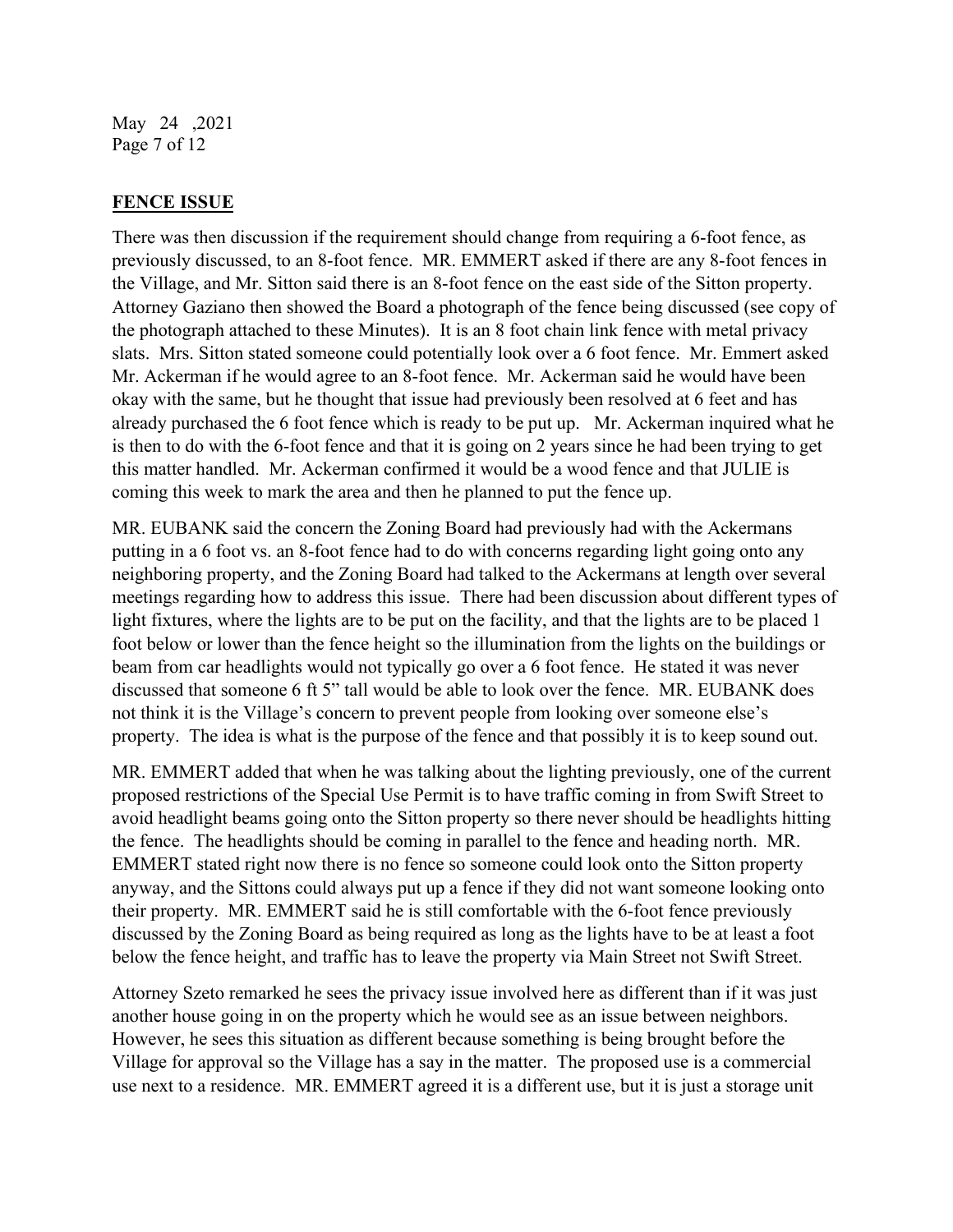## FENCE ISSUE

There was then discussion if the requirement should change from requiring a 6-foot fence, as previously discussed, to an 8-foot fence. MR. EMMERT asked if there are any 8-foot fences in the Village, and Mr. Sitton said there is an 8-foot fence on the east side of the Sitton property. Attorney Gaziano then showed the Board a photograph of the fence being discussed (see copy of the photograph attached to these Minutes). It is an 8 foot chain link fence with metal privacy slats. Mrs. Sitton stated someone could potentially look over a 6 foot fence. Mr. Emmert asked Mr. Ackerman if he would agree to an 8-foot fence. Mr. Ackerman said he would have been okay with the same, but he thought that issue had previously been resolved at 6 feet and has already purchased the 6 foot fence which is ready to be put up. Mr. Ackerman inquired what he is then to do with the 6-foot fence and that it is going on 2 years since he had been trying to get this matter handled. Mr. Ackerman confirmed it would be a wood fence and that JULIE is coming this week to mark the area and then he planned to put the fence up.

MR. EUBANK said the concern the Zoning Board had previously had with the Ackermans putting in a 6 foot vs. an 8-foot fence had to do with concerns regarding light going onto any neighboring property, and the Zoning Board had talked to the Ackermans at length over several meetings regarding how to address this issue. There had been discussion about different types of light fixtures, where the lights are to be put on the facility, and that the lights are to be placed 1 foot below or lower than the fence height so the illumination from the lights on the buildings or beam from car headlights would not typically go over a 6 foot fence. He stated it was never discussed that someone 6 ft 5" tall would be able to look over the fence. MR. EUBANK does not think it is the Village's concern to prevent people from looking over someone else's property. The idea is what is the purpose of the fence and that possibly it is to keep sound out.

MR. EMMERT added that when he was talking about the lighting previously, one of the current proposed restrictions of the Special Use Permit is to have traffic coming in from Swift Street to avoid headlight beams going onto the Sitton property so there never should be headlights hitting the fence. The headlights should be coming in parallel to the fence and heading north. MR. EMMERT stated right now there is no fence so someone could look onto the Sitton property anyway, and the Sittons could always put up a fence if they did not want someone looking onto their property. MR. EMMERT said he is still comfortable with the 6-foot fence previously discussed by the Zoning Board as being required as long as the lights have to be at least a foot below the fence height, and traffic has to leave the property via Main Street not Swift Street.

Attorney Szeto remarked he sees the privacy issue involved here as different than if it was just another house going in on the property which he would see as an issue between neighbors. However, he sees this situation as different because something is being brought before the Village for approval so the Village has a say in the matter. The proposed use is a commercial use next to a residence. MR. EMMERT agreed it is a different use, but it is just a storage unit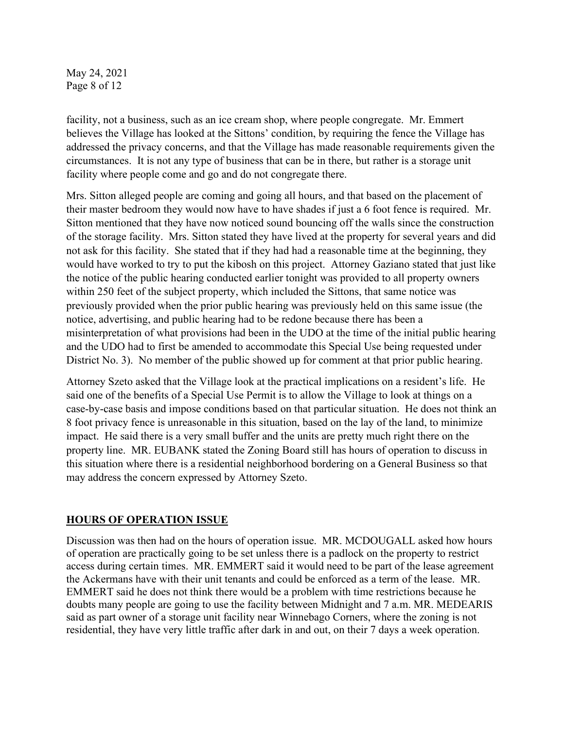facility, not a business, such as an ice cream shop, where people congregate. Mr. Emmert believes the Village has looked at the Sittons' condition, by requiring the fence the Village has addressed the privacy concerns, and that the Village has made reasonable requirements given the circumstances. It is not any type of business that can be in there, but rather is a storage unit facility where people come and go and do not congregate there.

Mrs. Sitton alleged people are coming and going all hours, and that based on the placement of their master bedroom they would now have to have shades if just a 6 foot fence is required. Mr. Sitton mentioned that they have now noticed sound bouncing off the walls since the construction of the storage facility. Mrs. Sitton stated they have lived at the property for several years and did not ask for this facility. She stated that if they had had a reasonable time at the beginning, they would have worked to try to put the kibosh on this project. Attorney Gaziano stated that just like the notice of the public hearing conducted earlier tonight was provided to all property owners within 250 feet of the subject property, which included the Sittons, that same notice was previously provided when the prior public hearing was previously held on this same issue (the notice, advertising, and public hearing had to be redone because there has been a misinterpretation of what provisions had been in the UDO at the time of the initial public hearing and the UDO had to first be amended to accommodate this Special Use being requested under District No. 3). No member of the public showed up for comment at that prior public hearing.

Attorney Szeto asked that the Village look at the practical implications on a resident's life. He said one of the benefits of a Special Use Permit is to allow the Village to look at things on a case-by-case basis and impose conditions based on that particular situation. He does not think an 8 foot privacy fence is unreasonable in this situation, based on the lay of the land, to minimize impact. He said there is a very small buffer and the units are pretty much right there on the property line. MR. EUBANK stated the Zoning Board still has hours of operation to discuss in this situation where there is a residential neighborhood bordering on a General Business so that may address the concern expressed by Attorney Szeto.

## HOURS OF OPERATION ISSUE

Discussion was then had on the hours of operation issue. MR. MCDOUGALL asked how hours of operation are practically going to be set unless there is a padlock on the property to restrict access during certain times. MR. EMMERT said it would need to be part of the lease agreement the Ackermans have with their unit tenants and could be enforced as a term of the lease. MR. EMMERT said he does not think there would be a problem with time restrictions because he doubts many people are going to use the facility between Midnight and 7 a.m. MR. MEDEARIS said as part owner of a storage unit facility near Winnebago Corners, where the zoning is not residential, they have very little traffic after dark in and out, on their 7 days a week operation.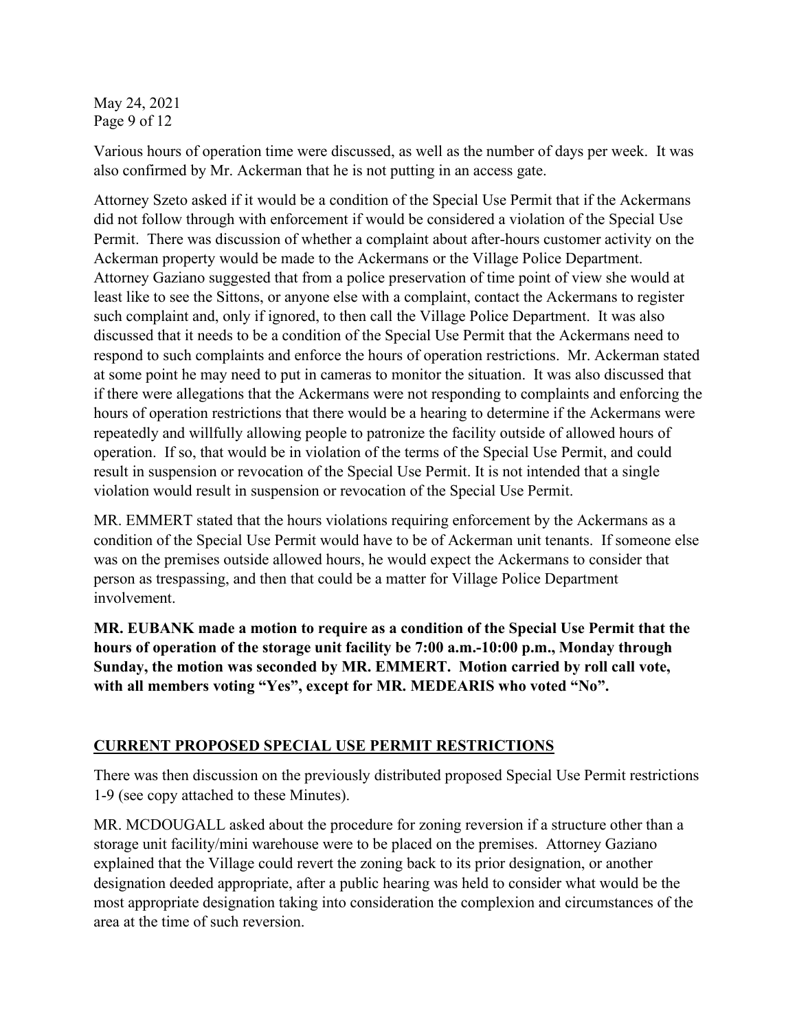Various hours of operation time were discussed, as well as the number of days per week. It was also confirmed by Mr. Ackerman that he is not putting in an access gate.

Attorney Szeto asked if it would be a condition of the Special Use Permit that if the Ackermans did not follow through with enforcement if would be considered a violation of the Special Use Permit. There was discussion of whether a complaint about after-hours customer activity on the Ackerman property would be made to the Ackermans or the Village Police Department. Attorney Gaziano suggested that from a police preservation of time point of view she would at least like to see the Sittons, or anyone else with a complaint, contact the Ackermans to register such complaint and, only if ignored, to then call the Village Police Department. It was also discussed that it needs to be a condition of the Special Use Permit that the Ackermans need to respond to such complaints and enforce the hours of operation restrictions. Mr. Ackerman stated at some point he may need to put in cameras to monitor the situation. It was also discussed that if there were allegations that the Ackermans were not responding to complaints and enforcing the hours of operation restrictions that there would be a hearing to determine if the Ackermans were repeatedly and willfully allowing people to patronize the facility outside of allowed hours of operation. If so, that would be in violation of the terms of the Special Use Permit, and could result in suspension or revocation of the Special Use Permit. It is not intended that a single violation would result in suspension or revocation of the Special Use Permit.

MR. EMMERT stated that the hours violations requiring enforcement by the Ackermans as a condition of the Special Use Permit would have to be of Ackerman unit tenants. If someone else was on the premises outside allowed hours, he would expect the Ackermans to consider that person as trespassing, and then that could be a matter for Village Police Department involvement.

**MR. EUBANK made a motion to require as a condition of the Special Use Permit that the hours of operation of the storage unit facility be 7:00 a.m.-10:00 p.m., Monday through Sunday, the motion was seconded by MR. EMMERT. Motion carried by roll call vote, with all members voting "Yes", except for MR. MEDEARIS who voted "No".**

## <u>CURRENT PROPOSED SPECIAL USE PERMIT RESTRICTIONS</u>

There was then discussion on the previously distributed proposed Special Use Permit restrictions 1-9 (see copy attached to these Minutes).

MR. MCDOUGALL asked about the procedure for zoning reversion if a structure other than a storage unit facility/mini warehouse were to be placed on the premises. Attorney Gaziano explained that the Village could revert the zoning back to its prior designation, or another designation deeded appropriate, after a public hearing was held to consider what would be the most appropriate designation taking into consideration the complexion and circumstances of the area at the time of such reversion.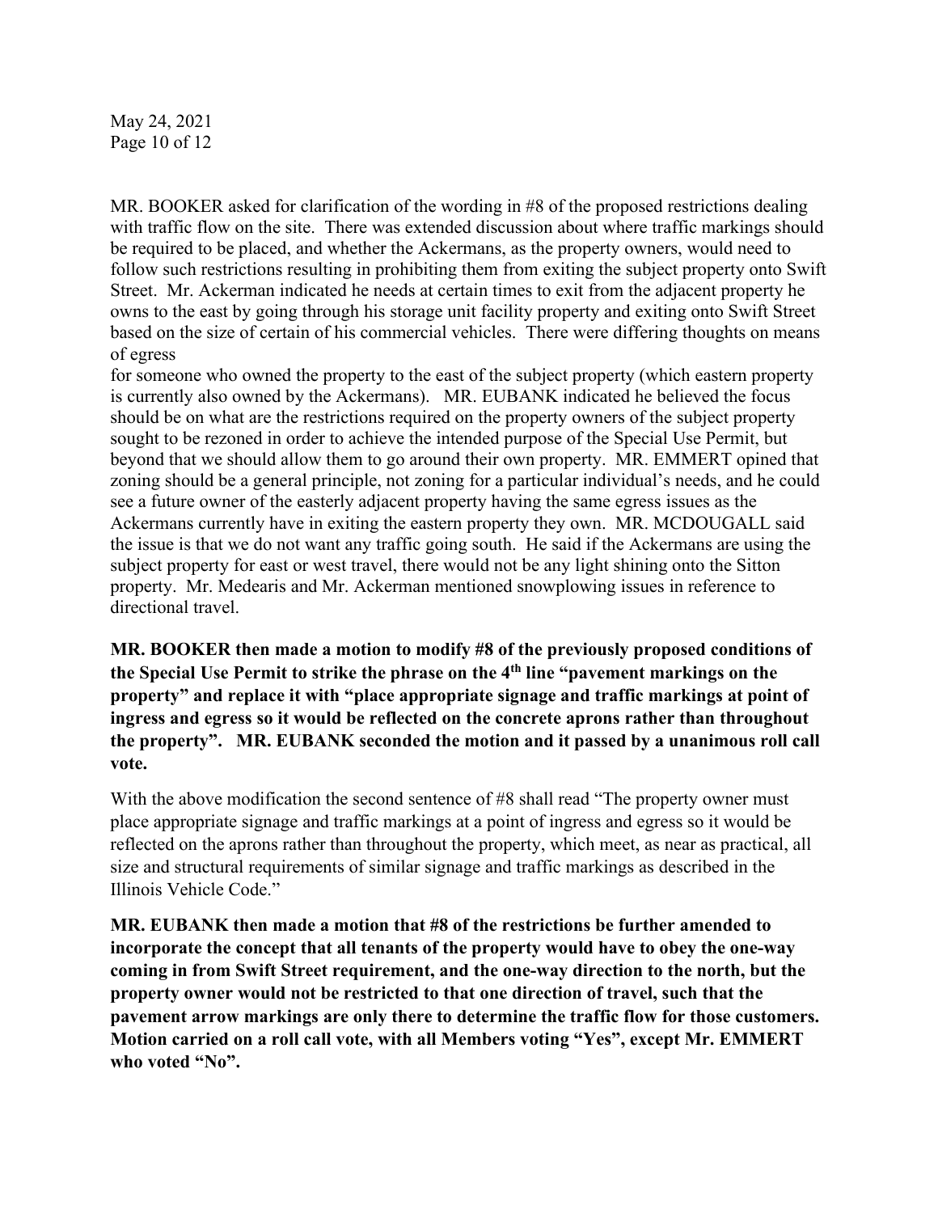MR. BOOKER asked for clarification of the wording in #8 of the proposed restrictions dealing with traffic flow on the site. There was extended discussion about where traffic markings should be required to be placed, and whether the Ackermans, as the property owners, would need to follow such restrictions resulting in prohibiting them from exiting the subject property onto Swift Street. Mr. Ackerman indicated he needs at certain times to exit from the adjacent property he owns to the east by going through his storage unit facility property and exiting onto Swift Street based on the size of certain of his commercial vehicles. There were differing thoughts on means of egress for someone who owned the property to the east of the subject property (which eastern property is currently also owned by the Ackermans). MR. EUBANK indicated he believed the focus should be on what are the restrictions required on the property owners of the subject property sought to be rezoned in order to achieve the intended purpose of the Special Use Permit, but beyond that we should allow them to go around their own property. MR. EMMERT opined that zoning should be a general principle, not zoning for a particular individual's needs, and he could see a future owner of the easterly adjacent property having the same egress issues as the Ackermans currently have in exiting the eastern property they own. MR. MCDOUGALL said the issue is that we do not want any traffic going south. He said if the Ackermans are using the subject property for east or west travel, there would not be any light shining onto the Sitton property. Mr. Medearis and Mr. Ackerman mentioned snowplowing issues in reference to directional travel.

**MR. BOOKER then made a motion to modify #8 of the previously proposed conditions of the Special Use Permit to strike the phrase on the 4th line "pavement markings on the property" and replace it with "place appropriate signage and traffic markings at point of ingress and egress so it would be reflected on the concrete aprons rather than throughout the property". MR. EUBANK seconded the motion and it passed by a unanimous roll call vote.**

With the above modification the second sentence of #8 shall read "The property owner must place appropriate signage and traffic markings at a point of ingress and egress so it would be reflected on the aprons rather than throughout the property, which meet, as near as practical, all size and structural requirements of similar signage and traffic markings as described in the Illinois Vehicle Code."

**MR. EUBANK then made a motion that #8 of the restrictions be further amended to incorporate the concept that all tenants of the property would have to obey the one-way coming in from Swift Street requirement, and the one-way direction to the north, but the property owner would not be restricted to that one direction of travel, such that the pavement arrow markings are only there to determine the traffic flow for those customers. Motion carried on a roll call vote, with all Members voting "Yes", except Mr. EMMERT who voted "No".**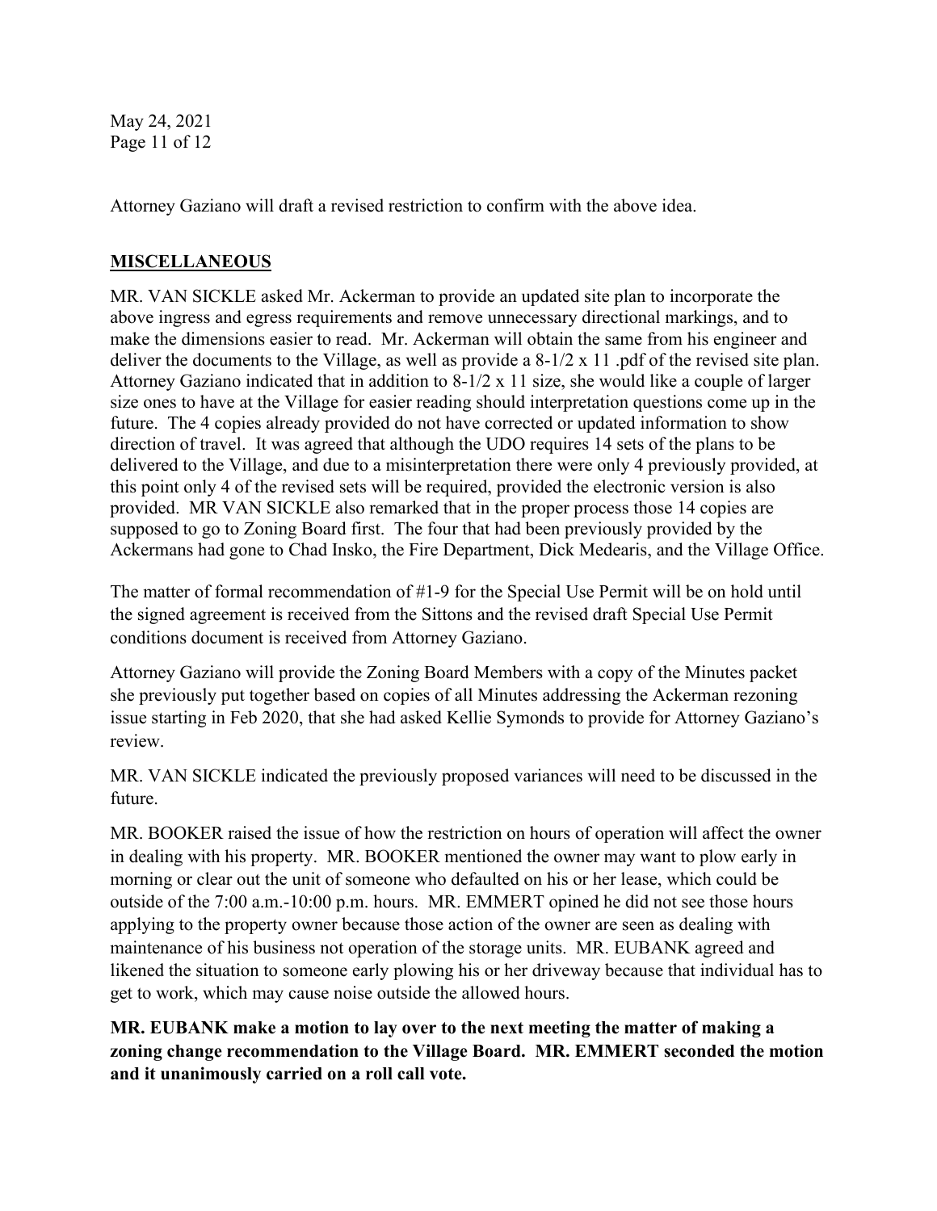Attorney Gaziano will draft a revised restriction to confirm with the above idea.

## MISCELLANEOUS

MR. VAN SICKLE asked Mr. Ackerman to provide an updated site plan to incorporate the above ingress and egress requirements and remove unnecessary directional markings, and to make the dimensions easier to read. Mr. Ackerman will obtain the same from his engineer and deliver the documents to the Village, as well as provide a 8-1/2 x 11 .pdf of the revised site plan. Attorney Gaziano indicated that in addition to 8-1/2 x 11 size, she would like a couple of larger size ones to have at the Village for easier reading should interpretation questions come up in the future. The 4 copies already provided do not have corrected or updated information to show direction of travel. It was agreed that although the UDO requires 14 sets of the plans to be delivered to the Village, and due to a misinterpretation there were only 4 previously provided, at this point only 4 of the revised sets will be required, provided the electronic version is also provided. MR VAN SICKLE also remarked that in the proper process those 14 copies are supposed to go to Zoning Board first. The four that had been previously provided by the Ackermans had gone to Chad Insko, the Fire Department, Dick Medearis, and the Village Office.

The matter of formal recommendation of #1-9 for the Special Use Permit will be on hold until the signed agreement is received from the Sittons and the revised draft Special Use Permit conditions document is received from Attorney Gaziano.

Attorney Gaziano will provide the Zoning Board Members with a copy of the Minutes packet she previously put together based on copies of all Minutes addressing the Ackerman rezoning issue starting in Feb 2020, that she had asked Kellie Symonds to provide for Attorney Gaziano's review.

MR. VAN SICKLE indicated the previously proposed variances will need to be discussed in the future.

MR. BOOKER raised the issue of how the restriction on hours of operation will affect the owner in dealing with his property. MR. BOOKER mentioned the owner may want to plow early in morning or clear out the unit of someone who defaulted on his or her lease, which could be outside of the 7:00 a.m.-10:00 p.m. hours. MR. EMMERT opined he did not see those hours applying to the property owner because those action of the owner are seen as dealing with maintenance of his business not operation of the storage units. MR. EUBANK agreed and likened the situation to someone early plowing his or her driveway because that individual has to get to work, which may cause noise outside the allowed hours.

**MR. EUBANK make a motion to lay over to the next meeting the matter of making a zoning change recommendation to the Village Board. MR. EMMERT seconded the motion and it unanimously carried on a roll call vote.**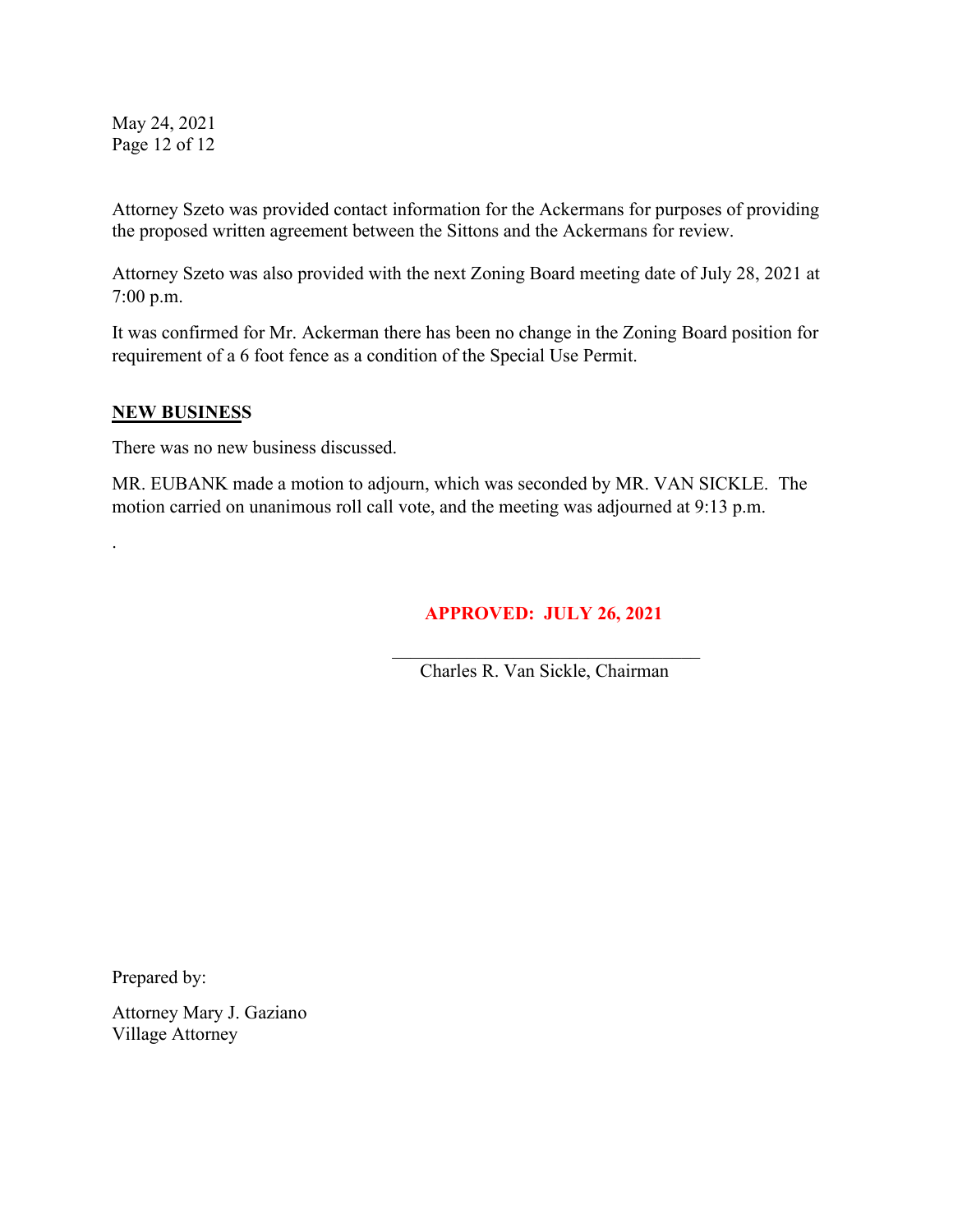Attorney Szeto was provided contact information for the Ackermans for purposes of providing the proposed written agreement between the Sittons and the Ackermans for review.

Attorney Szeto was also provided with the next Zoning Board meeting date of July 28, 2021 at 7:00 p.m.

It was confirmed for Mr. Ackerman there has been no change in the Zoning Board position for requirement of a 6 foot fence as a condition of the Special Use Permit.

**NEW BUSINESS**

There was no new business discussed.

MR. EUBANK made a motion to adjourn, which was seconded by MR. VAN SICKLE. The motion carried on unanimous roll call vote, and the meeting was adjourned at 9:13 p.m.

.

**APPROVED: JULY 26, 2021**

\_\_\_\_\_\_\_\_\_\_\_\_\_\_\_\_\_\_\_\_\_\_\_\_\_\_\_\_\_\_\_\_\_\_
Charles R. Van Sickle, Chairman

Prepared by:

Attorney Mary J. Gaziano
Village Attorney